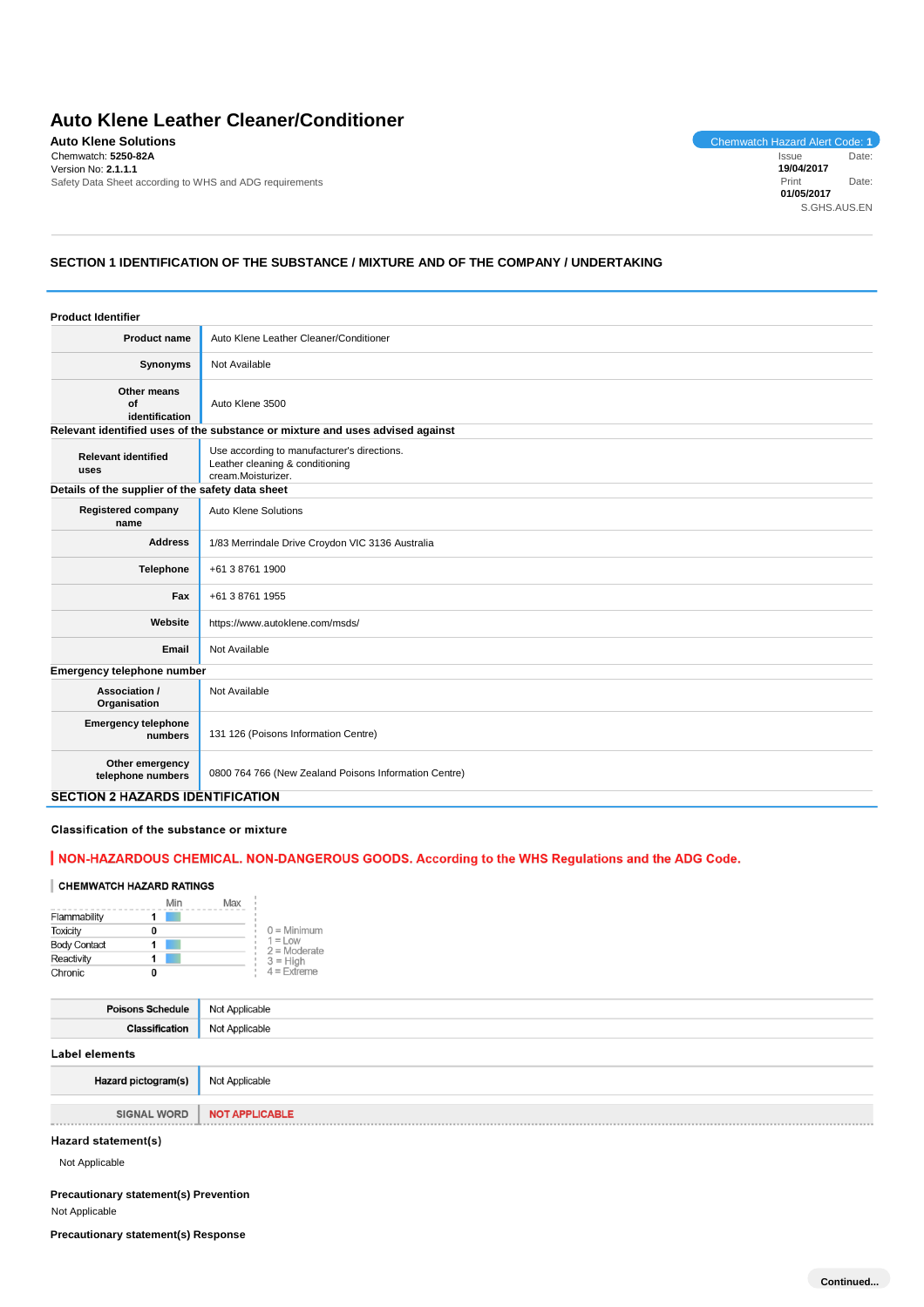# Auto Klene Leather Cleaner/Conditioner

**Auto Klene Solutions**

Chemwatch: **5250-82A**
Version No: **2.1.1.1**
Safety Data Sheet according to WHS and ADG requirements

Chemwatch Hazard Alert Code: **1**

Issue Date: **19/04/2017**
Print Date: **01/05/2017**
S.GHS.AUS.EN

## SECTION 1 IDENTIFICATION OF THE SUBSTANCE / MIXTURE AND OF THE COMPANY / UNDERTAKING

### Product Identifier

| | |
|---|---|
| **Product name** | Auto Klene Leather Cleaner/Conditioner |
| **Synonyms** | Not Available |
| **Other means of identification** | Auto Klene 3500 |

### Relevant identified uses of the substance or mixture and uses advised against

| | |
|---|---|
| **Relevant identified uses** | Use according to manufacturer's directions.<br>Leather cleaning & conditioning cream.Moisturizer. |

### Details of the supplier of the safety data sheet

| | |
|---|---|
| **Registered company name** | Auto Klene Solutions |
| **Address** | 1/83 Merrindale Drive Croydon VIC 3136 Australia |
| **Telephone** | +61 3 8761 1900 |
| **Fax** | +61 3 8761 1955 |
| **Website** | https://www.autoklene.com/msds/ |
| **Email** | Not Available |

### Emergency telephone number

| | |
|---|---|
| **Association / Organisation** | Not Available |
| **Emergency telephone numbers** | 131 126 (Poisons Information Centre) |
| **Other emergency telephone numbers** | 0800 764 766 (New Zealand Poisons Information Centre) |

## SECTION 2 HAZARDS IDENTIFICATION

### Classification of the substance or mixture

**NON-HAZARDOUS CHEMICAL. NON-DANGEROUS GOODS. According to the WHS Regulations and the ADG Code.**

**CHEMWATCH HAZARD RATINGS**

| | Rating |
|---|---|
| Flammability | 1 |
| Toxicity | 0 |
| Body Contact | 1 |
| Reactivity | 1 |
| Chronic | 0 |

0 = Minimum
1 = Low
2 = Moderate
3 = High
4 = Extreme

| | |
|---|---|
| **Poisons Schedule** | Not Applicable |
| **Classification** | Not Applicable |

### Label elements

| | |
|---|---|
| **Hazard pictogram(s)** | Not Applicable |
| **SIGNAL WORD** | **NOT APPLICABLE** |

### Hazard statement(s)

Not Applicable

### Precautionary statement(s) Prevention

Not Applicable

### Precautionary statement(s) Response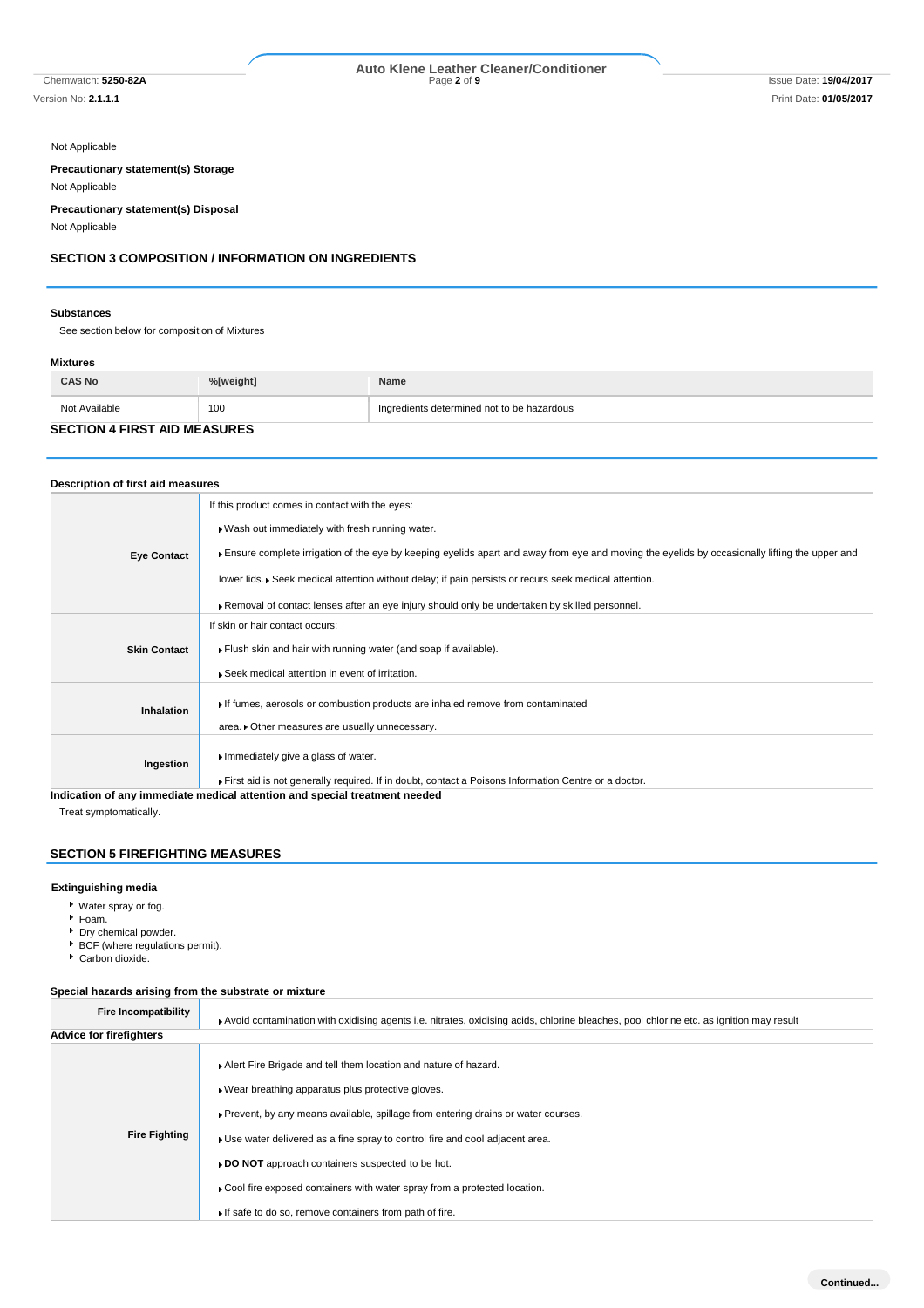Not Applicable

**Precautionary statement(s) Storage**

Not Applicable

**Precautionary statement(s) Disposal**

Not Applicable

## SECTION 3 COMPOSITION / INFORMATION ON INGREDIENTS

### Substances

See section below for composition of Mixtures

### Mixtures

| CAS No | %[weight] | Name |
|---|---|---|
| Not Available | 100 | Ingredients determined not to be hazardous |

## SECTION 4 FIRST AID MEASURES

### Description of first aid measures

| | |
|---|---|
| **Eye Contact** | If this product comes in contact with the eyes: ▸ Wash out immediately with fresh running water. ▸ Ensure complete irrigation of the eye by keeping eyelids apart and away from eye and moving the eyelids by occasionally lifting the upper and lower lids. ▸ Seek medical attention without delay; if pain persists or recurs seek medical attention. ▸ Removal of contact lenses after an eye injury should only be undertaken by skilled personnel. |
| **Skin Contact** | If skin or hair contact occurs: ▸ Flush skin and hair with running water (and soap if available). ▸ Seek medical attention in event of irritation. |
| **Inhalation** | ▸ If fumes, aerosols or combustion products are inhaled remove from contaminated area. ▸ Other measures are usually unnecessary. |
| **Ingestion** | ▸ Immediately give a glass of water. ▸ First aid is not generally required. If in doubt, contact a Poisons Information Centre or a doctor. |

### Indication of any immediate medical attention and special treatment needed

Treat symptomatically.

## SECTION 5 FIREFIGHTING MEASURES

### Extinguishing media

- Water spray or fog.
- Foam.
- Dry chemical powder.
- BCF (where regulations permit).
- Carbon dioxide.

### Special hazards arising from the substrate or mixture

| | |
|---|---|
| **Fire Incompatibility** | ▸ Avoid contamination with oxidising agents i.e. nitrates, oxidising acids, chlorine bleaches, pool chlorine etc. as ignition may result |

### Advice for firefighters

| | |
|---|---|
| **Fire Fighting** | ▸ Alert Fire Brigade and tell them location and nature of hazard. ▸ Wear breathing apparatus plus protective gloves. ▸ Prevent, by any means available, spillage from entering drains or water courses. ▸ Use water delivered as a fine spray to control fire and cool adjacent area. ▸ **DO NOT** approach containers suspected to be hot. ▸ Cool fire exposed containers with water spray from a protected location. ▸ If safe to do so, remove containers from path of fire. |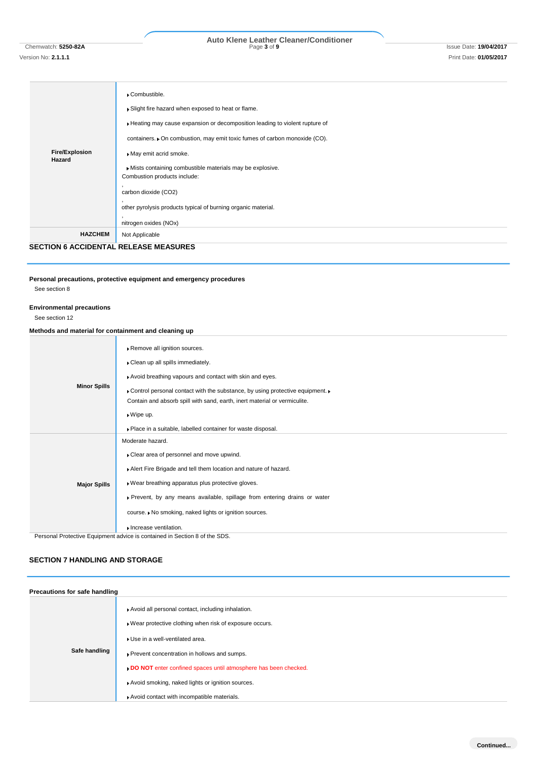| | |
|---|---|
| **Fire/Explosion Hazard** | ▸ Combustible.<br>▸ Slight fire hazard when exposed to heat or flame.<br>▸ Heating may cause expansion or decomposition leading to violent rupture of containers.<br>▸ On combustion, may emit toxic fumes of carbon monoxide (CO).<br>▸ May emit acrid smoke.<br>▸ Mists containing combustible materials may be explosive.<br>Combustion products include:<br>,<br>carbon dioxide ($CO_2$)<br>,<br>other pyrolysis products typical of burning organic material.<br>,<br>nitrogen oxides ($NO_x$) |
| **HAZCHEM** | Not Applicable |

## SECTION 6 ACCIDENTAL RELEASE MEASURES

**Personal precautions, protective equipment and emergency procedures**

See section 8

**Environmental precautions**

See section 12

**Methods and material for containment and cleaning up**

| | |
|---|---|
| **Minor Spills** | ▸ Remove all ignition sources.<br>▸ Clean up all spills immediately.<br>▸ Avoid breathing vapours and contact with skin and eyes.<br>▸ Control personal contact with the substance, by using protective equipment.<br>▸ Contain and absorb spill with sand, earth, inert material or vermiculite.<br>▸ Wipe up.<br>▸ Place in a suitable, labelled container for waste disposal. |
| **Major Spills** | Moderate hazard.<br>▸ Clear area of personnel and move upwind.<br>▸ Alert Fire Brigade and tell them location and nature of hazard.<br>▸ Wear breathing apparatus plus protective gloves.<br>▸ Prevent, by any means available, spillage from entering drains or water course.<br>▸ No smoking, naked lights or ignition sources.<br>▸ Increase ventilation. |

Personal Protective Equipment advice is contained in Section 8 of the SDS.

## SECTION 7 HANDLING AND STORAGE

**Precautions for safe handling**

| | |
|---|---|
| **Safe handling** | ▸ Avoid all personal contact, including inhalation.<br>▸ Wear protective clothing when risk of exposure occurs.<br>▸ Use in a well-ventilated area.<br>▸ Prevent concentration in hollows and sumps.<br>▸ **DO NOT** enter confined spaces until atmosphere has been checked.<br>▸ Avoid smoking, naked lights or ignition sources.<br>▸ Avoid contact with incompatible materials. |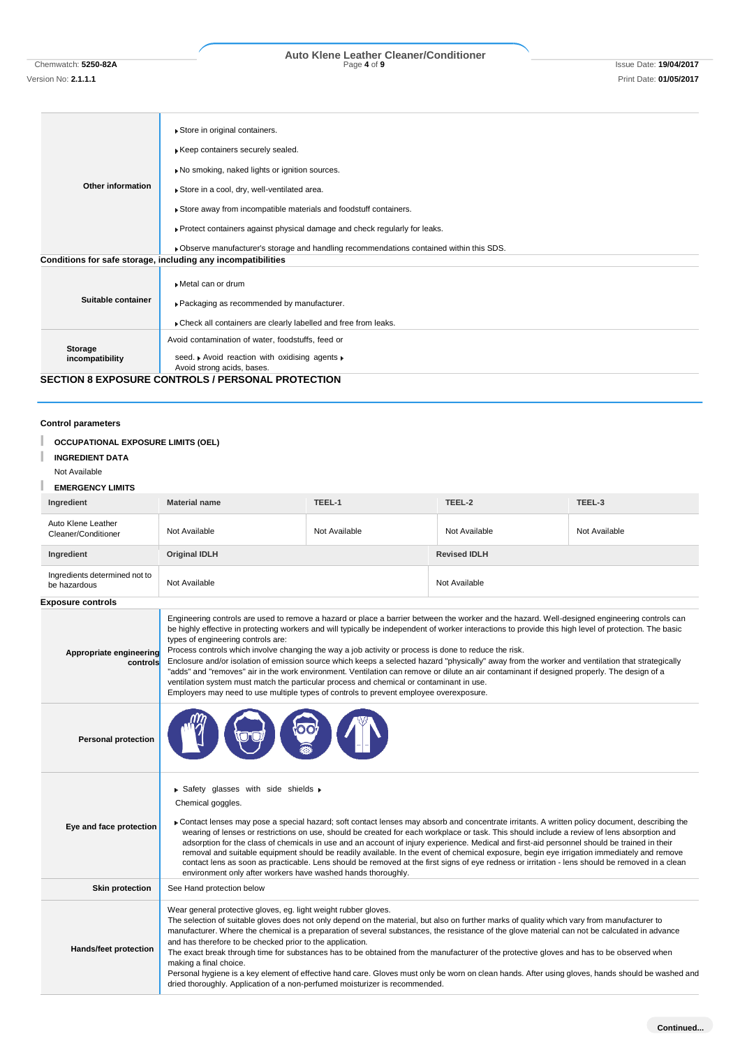| | |
|---|---|
| **Other information** | ▸Store in original containers.<br>▸Keep containers securely sealed.<br>▸No smoking, naked lights or ignition sources.<br>▸Store in a cool, dry, well-ventilated area.<br>▸Store away from incompatible materials and foodstuff containers.<br>▸Protect containers against physical damage and check regularly for leaks.<br>▸Observe manufacturer's storage and handling recommendations contained within this SDS. |

**Conditions for safe storage, including any incompatibilities**

| | |
|---|---|
| **Suitable container** | ▸Metal can or drum<br>▸Packaging as recommended by manufacturer.<br>▸Check all containers are clearly labelled and free from leaks. |
| **Storage incompatibility** | Avoid contamination of water, foodstuffs, feed or seed. ▸ Avoid reaction with oxidising agents ▸ Avoid strong acids, bases. |

## SECTION 8 EXPOSURE CONTROLS / PERSONAL PROTECTION

**Control parameters**

**OCCUPATIONAL EXPOSURE LIMITS (OEL)**

**INGREDIENT DATA**

Not Available

**EMERGENCY LIMITS**

| Ingredient | Material name | TEEL-1 | TEEL-2 | TEEL-3 |
|---|---|---|---|---|
| Auto Klene Leather Cleaner/Conditioner | Not Available | Not Available | Not Available | Not Available |

| Ingredient | Original IDLH | Revised IDLH |
|---|---|---|
| Ingredients determined not to be hazardous | Not Available | Not Available |

**Exposure controls**

| | |
|---|---|
| **Appropriate engineering controls** | Engineering controls are used to remove a hazard or place a barrier between the worker and the hazard. Well-designed engineering controls can be highly effective in protecting workers and will typically be independent of worker interactions to provide this high level of protection. The basic types of engineering controls are:<br>Process controls which involve changing the way a job activity or process is done to reduce the risk.<br>Enclosure and/or isolation of emission source which keeps a selected hazard "physically" away from the worker and ventilation that strategically "adds" and "removes" air in the work environment. Ventilation can remove or dilute an air contaminant if designed properly. The design of a ventilation system must match the particular process and chemical or contaminant in use.<br>Employers may need to use multiple types of controls to prevent employee overexposure. |
| **Personal protection** | |
| **Eye and face protection** | ▸ Safety glasses with side shields ▸ Chemical goggles.<br>▸Contact lenses may pose a special hazard; soft contact lenses may absorb and concentrate irritants. A written policy document, describing the wearing of lenses or restrictions on use, should be created for each workplace or task. This should include a review of lens absorption and adsorption for the class of chemicals in use and an account of injury experience. Medical and first-aid personnel should be trained in their removal and suitable equipment should be readily available. In the event of chemical exposure, begin eye irrigation immediately and remove contact lens as soon as practicable. Lens should be removed at the first signs of eye redness or irritation - lens should be removed in a clean environment only after workers have washed hands thoroughly. |
| **Skin protection** | See Hand protection below |
| **Hands/feet protection** | Wear general protective gloves, eg. light weight rubber gloves.<br>The selection of suitable gloves does not only depend on the material, but also on further marks of quality which vary from manufacturer to manufacturer. Where the chemical is a preparation of several substances, the resistance of the glove material can not be calculated in advance and has therefore to be checked prior to the application.<br>The exact break through time for substances has to be obtained from the manufacturer of the protective gloves and has to be observed when making a final choice.<br>Personal hygiene is a key element of effective hand care. Gloves must only be worn on clean hands. After using gloves, hands should be washed and dried thoroughly. Application of a non-perfumed moisturizer is recommended. |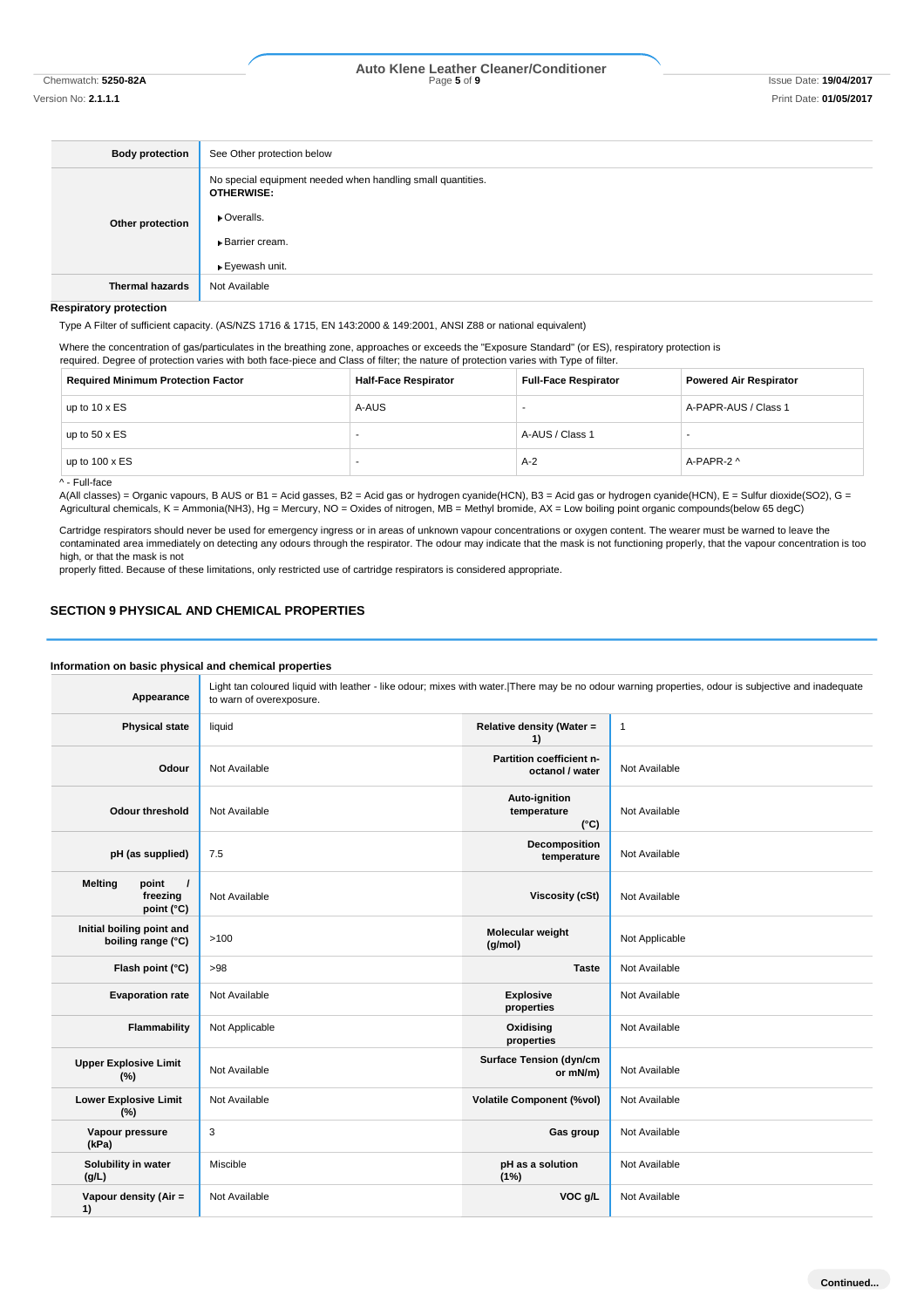| Body protection | See Other protection below |
|---|---|
| Other protection | No special equipment needed when handling small quantities.<br>**OTHERWISE:**<br>▶ Overalls.<br>▶ Barrier cream.<br>▶ Eyewash unit. |
| Thermal hazards | Not Available |

**Respiratory protection**

Type A Filter of sufficient capacity. (AS/NZS 1716 & 1715, EN 143:2000 & 149:2001, ANSI Z88 or national equivalent)

Where the concentration of gas/particulates in the breathing zone, approaches or exceeds the "Exposure Standard" (or ES), respiratory protection is required. Degree of protection varies with both face-piece and Class of filter; the nature of protection varies with Type of filter.

| Required Minimum Protection Factor | Half-Face Respirator | Full-Face Respirator | Powered Air Respirator |
|---|---|---|---|
| up to 10 x ES | A-AUS | - | A-PAPR-AUS / Class 1 |
| up to 50 x ES | - | A-AUS / Class 1 | - |
| up to 100 x ES | - | A-2 | A-PAPR-2 ^ |

^ - Full-face

A(All classes) = Organic vapours, B AUS or B1 = Acid gasses, B2 = Acid gas or hydrogen cyanide(HCN), B3 = Acid gas or hydrogen cyanide(HCN), E = Sulfur dioxide(SO2), G = Agricultural chemicals, K = Ammonia(NH3), Hg = Mercury, NO = Oxides of nitrogen, MB = Methyl bromide, AX = Low boiling point organic compounds(below 65 degC)

Cartridge respirators should never be used for emergency ingress or in areas of unknown vapour concentrations or oxygen content. The wearer must be warned to leave the contaminated area immediately on detecting any odours through the respirator. The odour may indicate that the mask is not functioning properly, that the vapour concentration is too high, or that the mask is not properly fitted. Because of these limitations, only restricted use of cartridge respirators is considered appropriate.

## SECTION 9 PHYSICAL AND CHEMICAL PROPERTIES

### Information on basic physical and chemical properties

| Appearance | Light tan coloured liquid with leather - like odour; mixes with water.\|There may be no odour warning properties, odour is subjective and inadequate to warn of overexposure. | | |
|---|---|---|---|
| Physical state | liquid | Relative density (Water = 1) | 1 |
| Odour | Not Available | Partition coefficient n-octanol / water | Not Available |
| Odour threshold | Not Available | Auto-ignition temperature (°C) | Not Available |
| pH (as supplied) | 7.5 | Decomposition temperature | Not Available |
| Melting point / freezing point (°C) | Not Available | Viscosity (cSt) | Not Available |
| Initial boiling point and boiling range (°C) | >100 | Molecular weight (g/mol) | Not Applicable |
| Flash point (°C) | >98 | Taste | Not Available |
| Evaporation rate | Not Available | Explosive properties | Not Available |
| Flammability | Not Applicable | Oxidising properties | Not Available |
| Upper Explosive Limit (%) | Not Available | Surface Tension (dyn/cm or mN/m) | Not Available |
| Lower Explosive Limit (%) | Not Available | Volatile Component (%vol) | Not Available |
| Vapour pressure (kPa) | 3 | Gas group | Not Available |
| Solubility in water (g/L) | Miscible | pH as a solution (1%) | Not Available |
| Vapour density (Air = 1) | Not Available | VOC g/L | Not Available |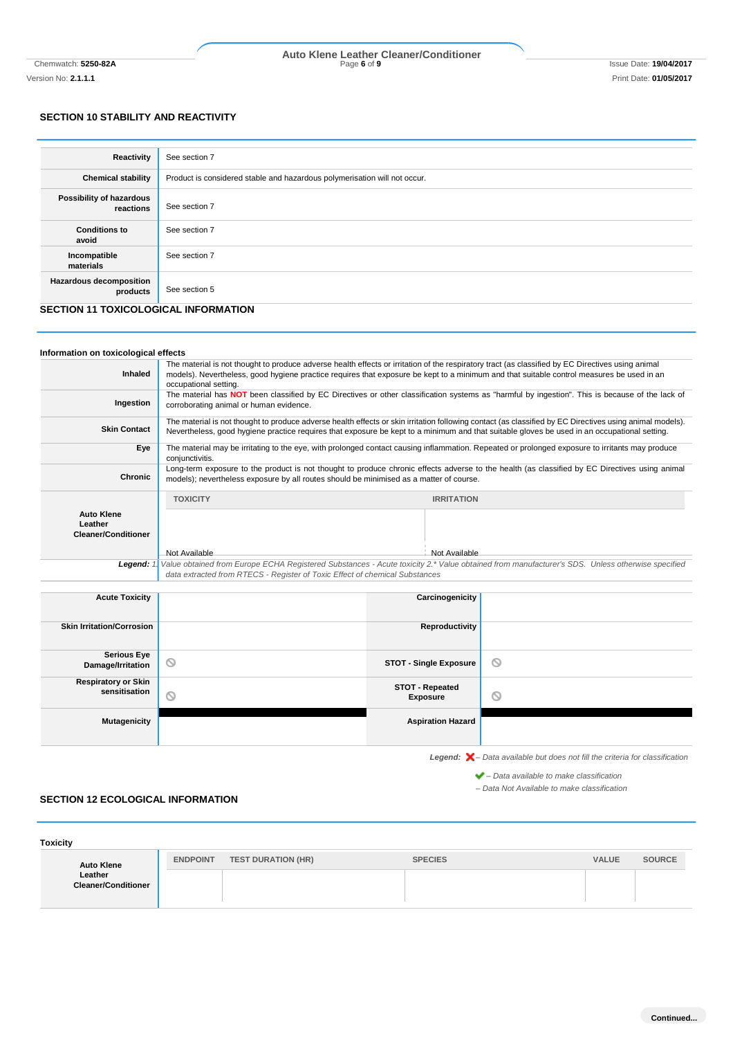## SECTION 10 STABILITY AND REACTIVITY

| | |
|---|---|
| **Reactivity** | See section 7 |
| **Chemical stability** | Product is considered stable and hazardous polymerisation will not occur. |
| **Possibility of hazardous reactions** | See section 7 |
| **Conditions to avoid** | See section 7 |
| **Incompatible materials** | See section 7 |
| **Hazardous decomposition products** | See section 5 |

## SECTION 11 TOXICOLOGICAL INFORMATION

### Information on toxicological effects

| | |
|---|---|
| **Inhaled** | The material is not thought to produce adverse health effects or irritation of the respiratory tract (as classified by EC Directives using animal models). Nevertheless, good hygiene practice requires that exposure be kept to a minimum and that suitable control measures be used in an occupational setting. |
| **Ingestion** | The material has **NOT** been classified by EC Directives or other classification systems as "harmful by ingestion". This is because of the lack of corroborating animal or human evidence. |
| **Skin Contact** | The material is not thought to produce adverse health effects or skin irritation following contact (as classified by EC Directives using animal models). Nevertheless, good hygiene practice requires that exposure be kept to a minimum and that suitable gloves be used in an occupational setting. |
| **Eye** | The material may be irritating to the eye, with prolonged contact causing inflammation. Repeated or prolonged exposure to irritants may produce conjunctivitis. |
| **Chronic** | Long-term exposure to the product is not thought to produce chronic effects adverse to the health (as classified by EC Directives using animal models); nevertheless exposure by all routes should be minimised as a matter of course. |

| | TOXICITY | IRRITATION |
|---|---|---|
| **Auto Klene Leather Cleaner/Conditioner** | Not Available | Not Available |

*Legend: 1. Value obtained from Europe ECHA Registered Substances - Acute toxicity 2.\* Value obtained from manufacturer's SDS. Unless otherwise specified data extracted from RTECS - Register of Toxic Effect of chemical Substances*

| | | | |
|---|---|---|---|
| **Acute Toxicity** | | **Carcinogenicity** | |
| **Skin Irritation/Corrosion** | | **Reproductivity** | |
| **Serious Eye Damage/Irritation** | ⦸ | **STOT - Single Exposure** | ⦸ |
| **Respiratory or Skin sensitisation** | ⦸ | **STOT - Repeated Exposure** | ⦸ |
| **Mutagenicity** | | **Aspiration Hazard** | |

*Legend:* ✗ *– Data available but does not fill the criteria for classification*
✔ *– Data available to make classification*
⦸ *– Data Not Available to make classification*

## SECTION 12 ECOLOGICAL INFORMATION

### Toxicity

| | ENDPOINT | TEST DURATION (HR) | SPECIES | VALUE | SOURCE |
|---|---|---|---|---|---|
| **Auto Klene Leather Cleaner/Conditioner** | | | | | |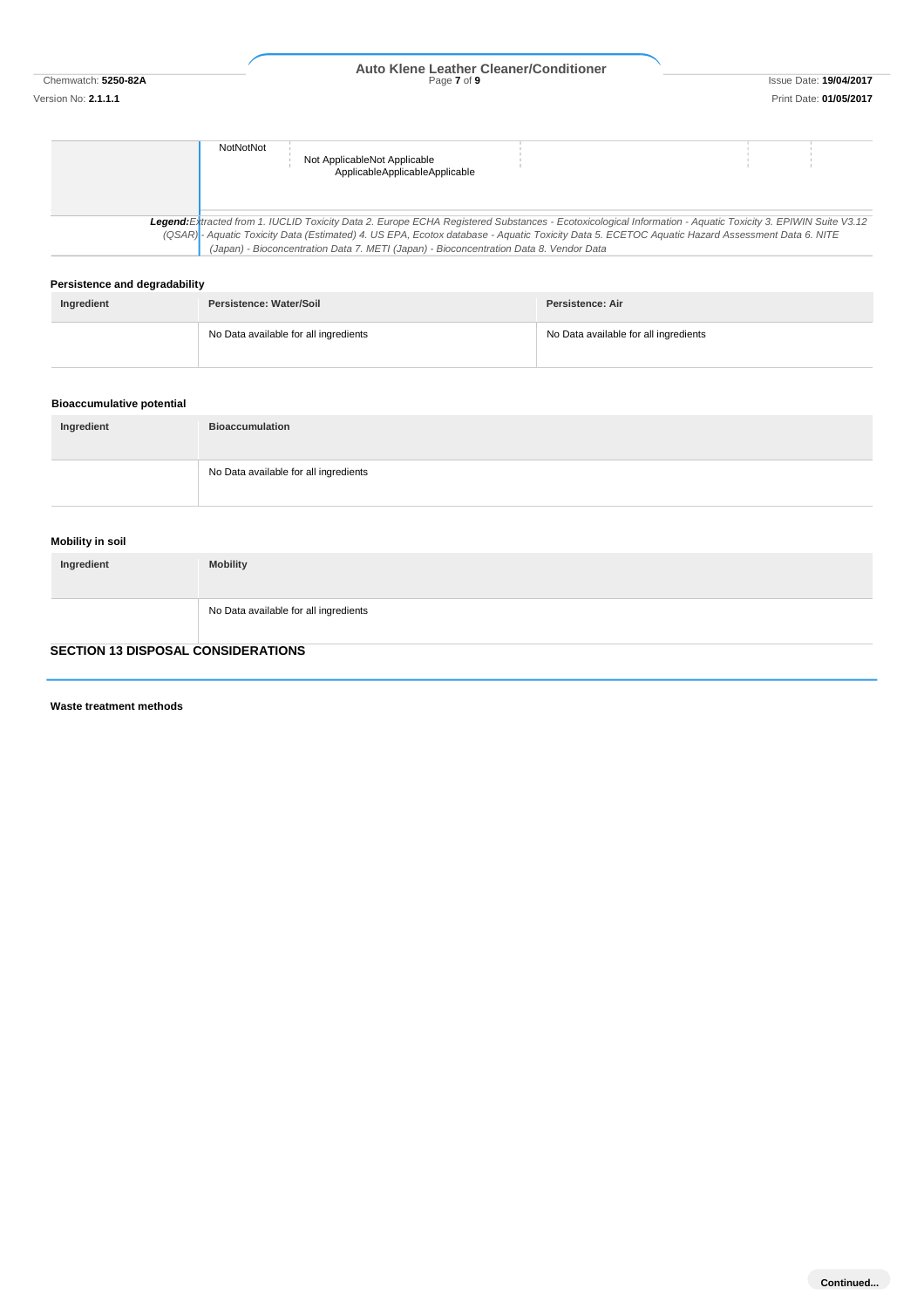| | NotNotNot | Not ApplicableNot Applicable ApplicableApplicableApplicable | | | |
|---|---|---|---|---|---|

**Legend:** *Extracted from 1. IUCLID Toxicity Data 2. Europe ECHA Registered Substances - Ecotoxicological Information - Aquatic Toxicity 3. EPIWIN Suite V3.12 (QSAR) - Aquatic Toxicity Data (Estimated) 4. US EPA, Ecotox database - Aquatic Toxicity Data 5. ECETOC Aquatic Hazard Assessment Data 6. NITE (Japan) - Bioconcentration Data 7. METI (Japan) - Bioconcentration Data 8. Vendor Data*

### Persistence and degradability

| Ingredient | Persistence: Water/Soil | Persistence: Air |
|---|---|---|
| | No Data available for all ingredients | No Data available for all ingredients |

### Bioaccumulative potential

| Ingredient | Bioaccumulation |
|---|---|
| | No Data available for all ingredients |

### Mobility in soil

| Ingredient | Mobility |
|---|---|
| | No Data available for all ingredients |

## SECTION 13 DISPOSAL CONSIDERATIONS

### Waste treatment methods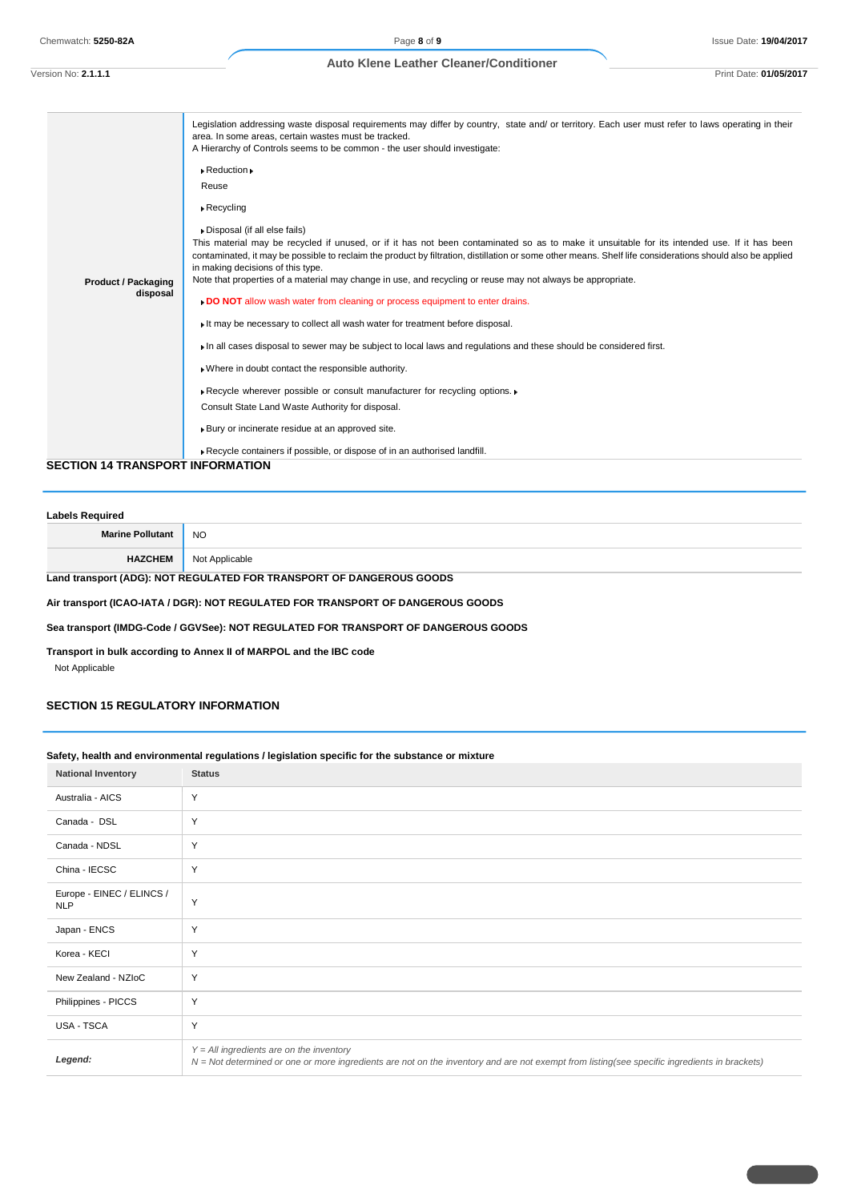| | |
|---|---|
| **Product / Packaging disposal** | Legislation addressing waste disposal requirements may differ by country, state and/ or territory. Each user must refer to laws operating in their area. In some areas, certain wastes must be tracked.<br>A Hierarchy of Controls seems to be common - the user should investigate:<br>▸ Reduction ▸<br>Reuse<br>▸ Recycling<br>▸ Disposal (if all else fails)<br>This material may be recycled if unused, or if it has not been contaminated so as to make it unsuitable for its intended use. If it has been contaminated, it may be possible to reclaim the product by filtration, distillation or some other means. Shelf life considerations should also be applied in making decisions of this type.<br>Note that properties of a material may change in use, and recycling or reuse may not always be appropriate.<br>▸ **DO NOT** allow wash water from cleaning or process equipment to enter drains.<br>▸ It may be necessary to collect all wash water for treatment before disposal.<br>▸ In all cases disposal to sewer may be subject to local laws and regulations and these should be considered first.<br>▸ Where in doubt contact the responsible authority.<br>▸ Recycle wherever possible or consult manufacturer for recycling options. ▸<br>Consult State Land Waste Authority for disposal.<br>▸ Bury or incinerate residue at an approved site.<br>▸ Recycle containers if possible, or dispose of in an authorised landfill. |

## SECTION 14 TRANSPORT INFORMATION

**Labels Required**

| | |
|---|---|
| **Marine Pollutant** | NO |
| **HAZCHEM** | Not Applicable |

**Land transport (ADG): NOT REGULATED FOR TRANSPORT OF DANGEROUS GOODS**

**Air transport (ICAO-IATA / DGR): NOT REGULATED FOR TRANSPORT OF DANGEROUS GOODS**

**Sea transport (IMDG-Code / GGVSee): NOT REGULATED FOR TRANSPORT OF DANGEROUS GOODS**

**Transport in bulk according to Annex II of MARPOL and the IBC code**

Not Applicable

## SECTION 15 REGULATORY INFORMATION

**Safety, health and environmental regulations / legislation specific for the substance or mixture**

| National Inventory | Status |
|---|---|
| Australia - AICS | Y |
| Canada - DSL | Y |
| Canada - NDSL | Y |
| China - IECSC | Y |
| Europe - EINEC / ELINCS / NLP | Y |
| Japan - ENCS | Y |
| Korea - KECI | Y |
| New Zealand - NZIoC | Y |
| Philippines - PICCS | Y |
| USA - TSCA | Y |
| ***Legend:*** | *Y = All ingredients are on the inventory*<br>*N = Not determined or one or more ingredients are not on the inventory and are not exempt from listing(see specific ingredients in brackets)* |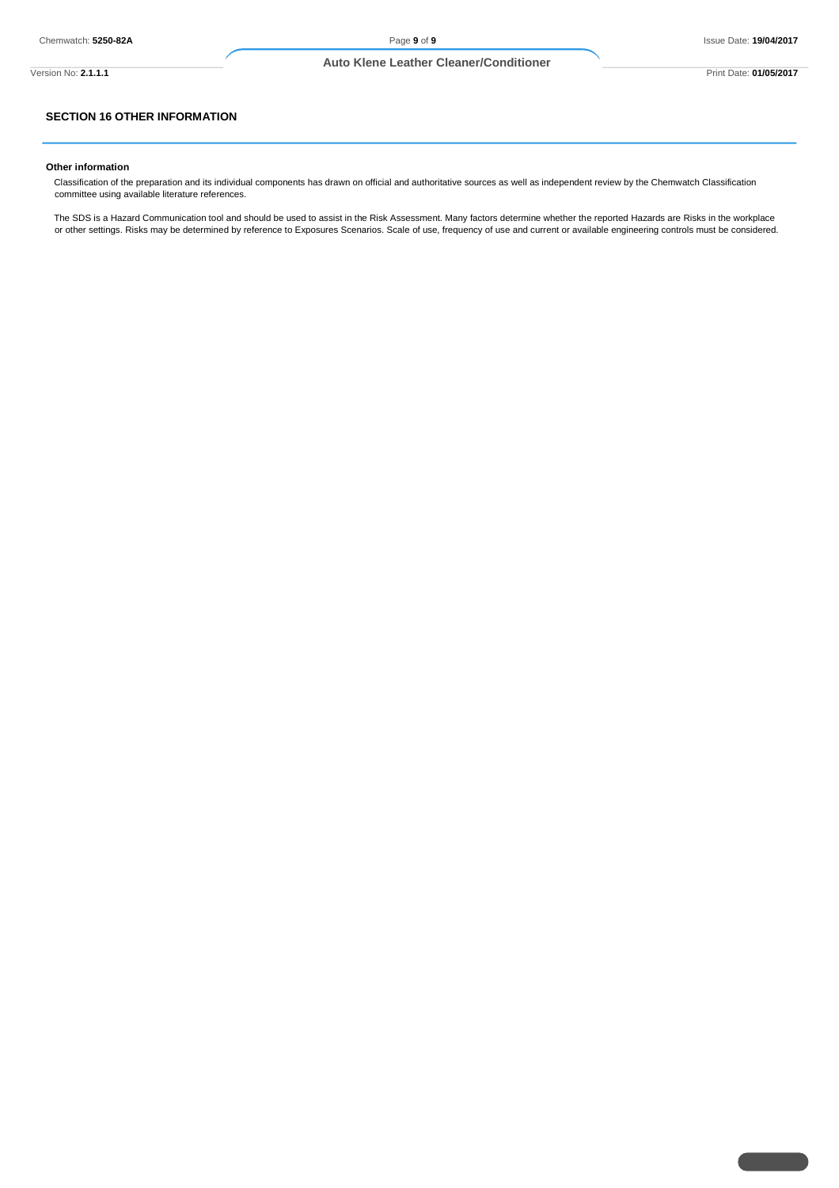## SECTION 16 OTHER INFORMATION

### Other information

Classification of the preparation and its individual components has drawn on official and authoritative sources as well as independent review by the Chemwatch Classification committee using available literature references.

The SDS is a Hazard Communication tool and should be used to assist in the Risk Assessment. Many factors determine whether the reported Hazards are Risks in the workplace or other settings. Risks may be determined by reference to Exposures Scenarios. Scale of use, frequency of use and current or available engineering controls must be considered.